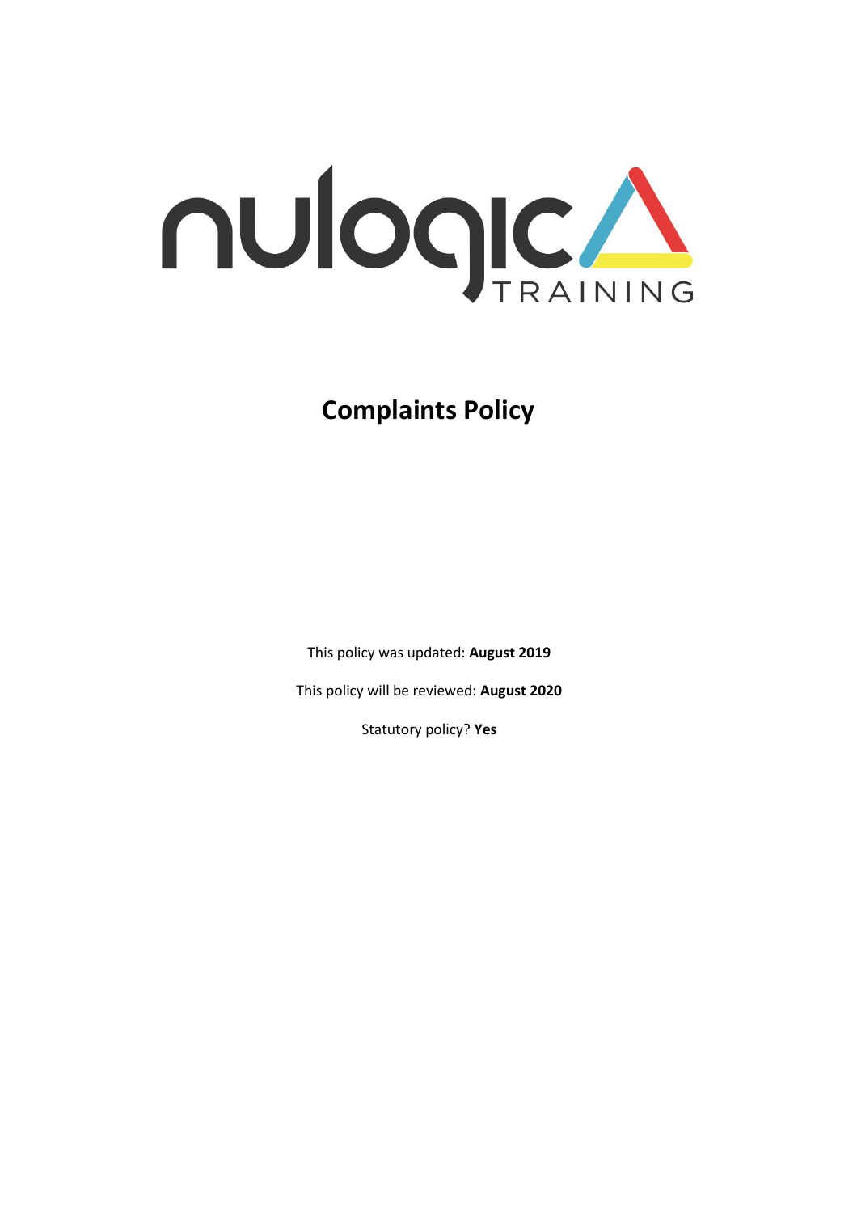# Complaints Policy

This policy was updated: **August 2019**

This policy will be reviewed: **August 2020**

Statutory policy? **Yes**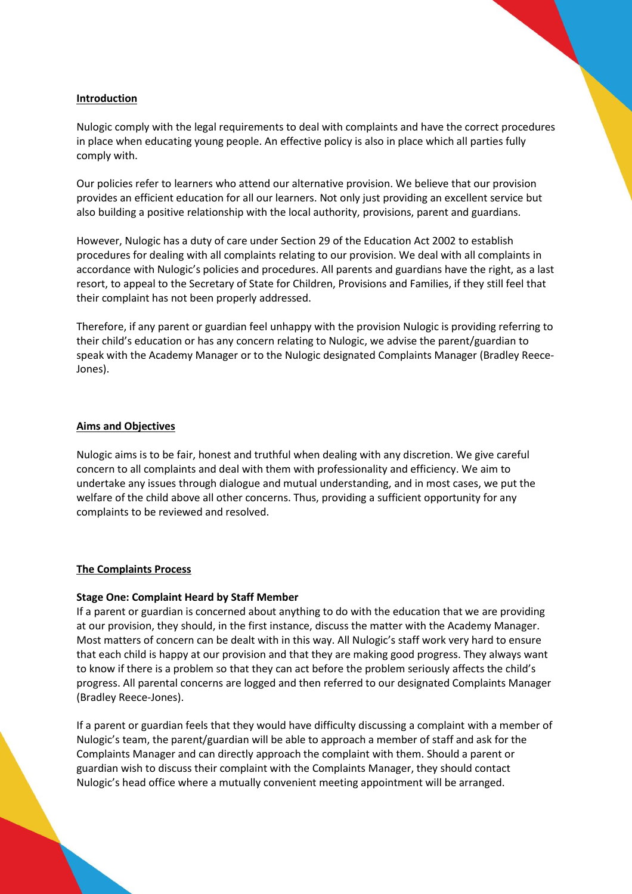## Introduction

Nulogic comply with the legal requirements to deal with complaints and have the correct procedures in place when educating young people. An effective policy is also in place which all parties fully comply with.

Our policies refer to learners who attend our alternative provision. We believe that our provision provides an efficient education for all our learners. Not only just providing an excellent service but also building a positive relationship with the local authority, provisions, parent and guardians.

However, Nulogic has a duty of care under Section 29 of the Education Act 2002 to establish procedures for dealing with all complaints relating to our provision. We deal with all complaints in accordance with Nulogic's policies and procedures. All parents and guardians have the right, as a last resort, to appeal to the Secretary of State for Children, Provisions and Families, if they still feel that their complaint has not been properly addressed.

Therefore, if any parent or guardian feel unhappy with the provision Nulogic is providing referring to their child's education or has any concern relating to Nulogic, we advise the parent/guardian to speak with the Academy Manager or to the Nulogic designated Complaints Manager (Bradley Reece-Jones).

## Aims and Objectives

Nulogic aims is to be fair, honest and truthful when dealing with any discretion. We give careful concern to all complaints and deal with them with professionality and efficiency. We aim to undertake any issues through dialogue and mutual understanding, and in most cases, we put the welfare of the child above all other concerns. Thus, providing a sufficient opportunity for any complaints to be reviewed and resolved.

## The Complaints Process

### Stage One: Complaint Heard by Staff Member

If a parent or guardian is concerned about anything to do with the education that we are providing at our provision, they should, in the first instance, discuss the matter with the Academy Manager. Most matters of concern can be dealt with in this way. All Nulogic's staff work very hard to ensure that each child is happy at our provision and that they are making good progress. They always want to know if there is a problem so that they can act before the problem seriously affects the child's progress. All parental concerns are logged and then referred to our designated Complaints Manager (Bradley Reece-Jones).

If a parent or guardian feels that they would have difficulty discussing a complaint with a member of Nulogic's team, the parent/guardian will be able to approach a member of staff and ask for the Complaints Manager and can directly approach the complaint with them. Should a parent or guardian wish to discuss their complaint with the Complaints Manager, they should contact Nulogic's head office where a mutually convenient meeting appointment will be arranged.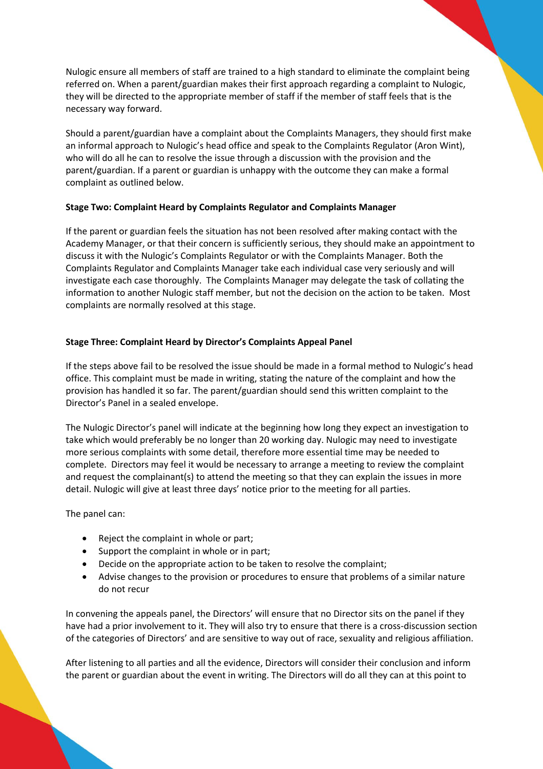Nulogic ensure all members of staff are trained to a high standard to eliminate the complaint being referred on. When a parent/guardian makes their first approach regarding a complaint to Nulogic, they will be directed to the appropriate member of staff if the member of staff feels that is the necessary way forward.

Should a parent/guardian have a complaint about the Complaints Managers, they should first make an informal approach to Nulogic's head office and speak to the Complaints Regulator (Aron Wint), who will do all he can to resolve the issue through a discussion with the provision and the parent/guardian. If a parent or guardian is unhappy with the outcome they can make a formal complaint as outlined below.

**Stage Two: Complaint Heard by Complaints Regulator and Complaints Manager**

If the parent or guardian feels the situation has not been resolved after making contact with the Academy Manager, or that their concern is sufficiently serious, they should make an appointment to discuss it with the Nulogic's Complaints Regulator or with the Complaints Manager. Both the Complaints Regulator and Complaints Manager take each individual case very seriously and will investigate each case thoroughly. The Complaints Manager may delegate the task of collating the information to another Nulogic staff member, but not the decision on the action to be taken. Most complaints are normally resolved at this stage.

**Stage Three: Complaint Heard by Director's Complaints Appeal Panel**

If the steps above fail to be resolved the issue should be made in a formal method to Nulogic's head office. This complaint must be made in writing, stating the nature of the complaint and how the provision has handled it so far. The parent/guardian should send this written complaint to the Director's Panel in a sealed envelope.

The Nulogic Director's panel will indicate at the beginning how long they expect an investigation to take which would preferably be no longer than 20 working day. Nulogic may need to investigate more serious complaints with some detail, therefore more essential time may be needed to complete. Directors may feel it would be necessary to arrange a meeting to review the complaint and request the complainant(s) to attend the meeting so that they can explain the issues in more detail. Nulogic will give at least three days' notice prior to the meeting for all parties.

The panel can:

- Reject the complaint in whole or part;
- Support the complaint in whole or in part;
- Decide on the appropriate action to be taken to resolve the complaint;
- Advise changes to the provision or procedures to ensure that problems of a similar nature do not recur

In convening the appeals panel, the Directors' will ensure that no Director sits on the panel if they have had a prior involvement to it. They will also try to ensure that there is a cross-discussion section of the categories of Directors' and are sensitive to way out of race, sexuality and religious affiliation.

After listening to all parties and all the evidence, Directors will consider their conclusion and inform the parent or guardian about the event in writing. The Directors will do all they can at this point to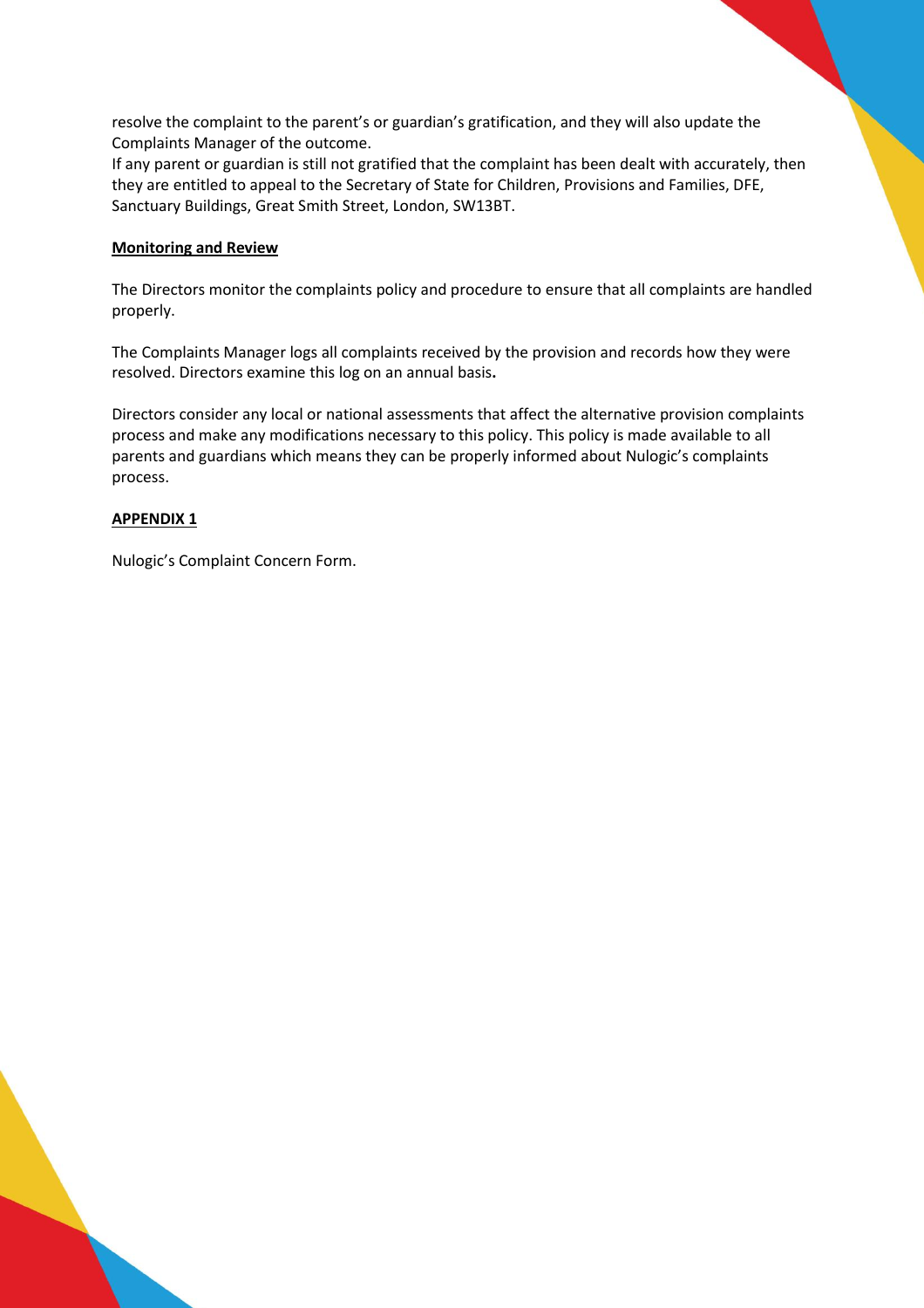resolve the complaint to the parent's or guardian's gratification, and they will also update the Complaints Manager of the outcome.
If any parent or guardian is still not gratified that the complaint has been dealt with accurately, then they are entitled to appeal to the Secretary of State for Children, Provisions and Families, DFE, Sanctuary Buildings, Great Smith Street, London, SW13BT.

**Monitoring and Review**

The Directors monitor the complaints policy and procedure to ensure that all complaints are handled properly.

The Complaints Manager logs all complaints received by the provision and records how they were resolved. Directors examine this log on an annual basis**.**

Directors consider any local or national assessments that affect the alternative provision complaints process and make any modifications necessary to this policy. This policy is made available to all parents and guardians which means they can be properly informed about Nulogic's complaints process.

**APPENDIX 1**

Nulogic's Complaint Concern Form.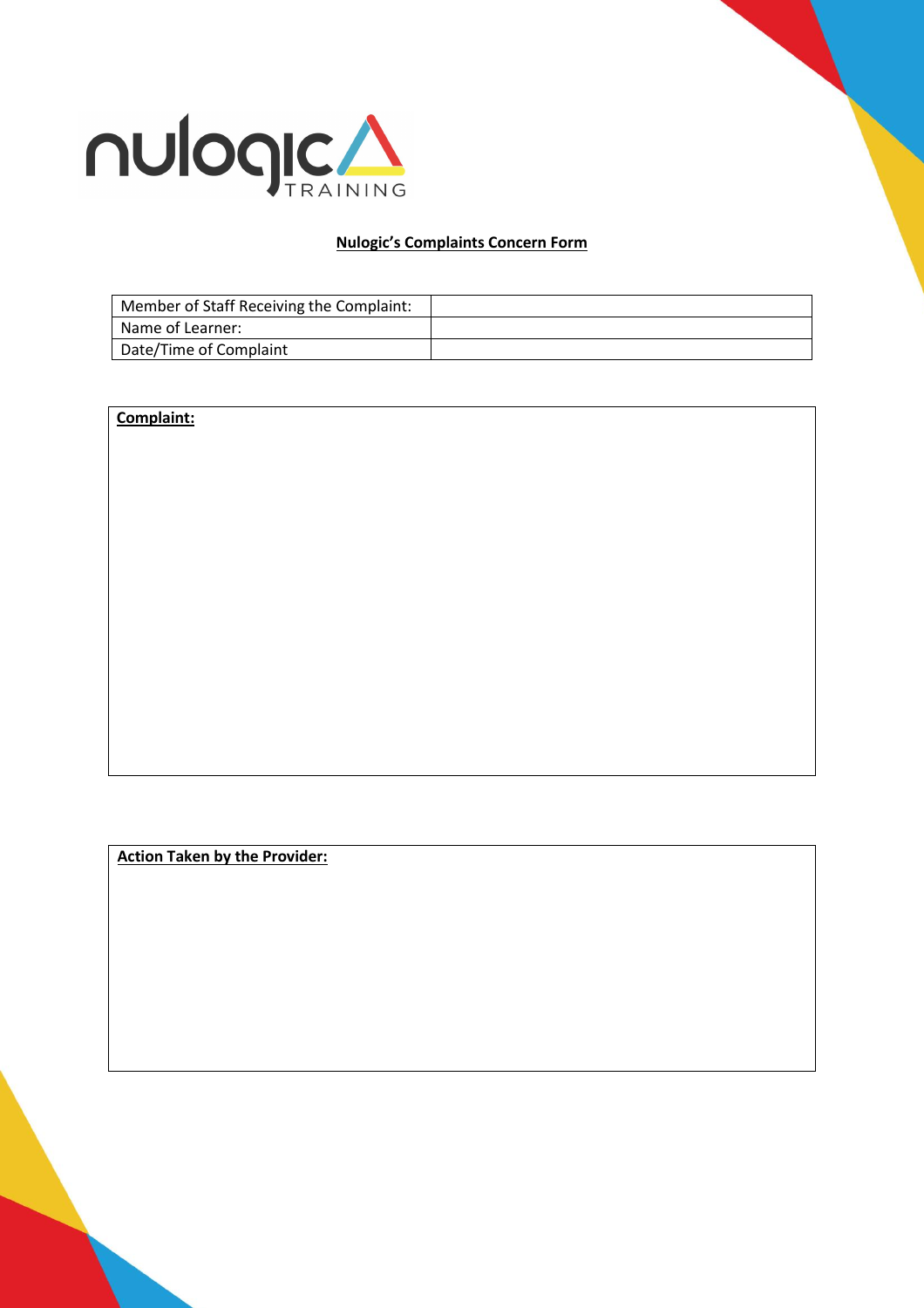**Nulogic's Complaints Concern Form**

| Member of Staff Receiving the Complaint: | |
|---|---|
| Name of Learner: | |
| Date/Time of Complaint | |

| **Complaint:** |
|---|
| |

| **Action Taken by the Provider:** |
|---|
| |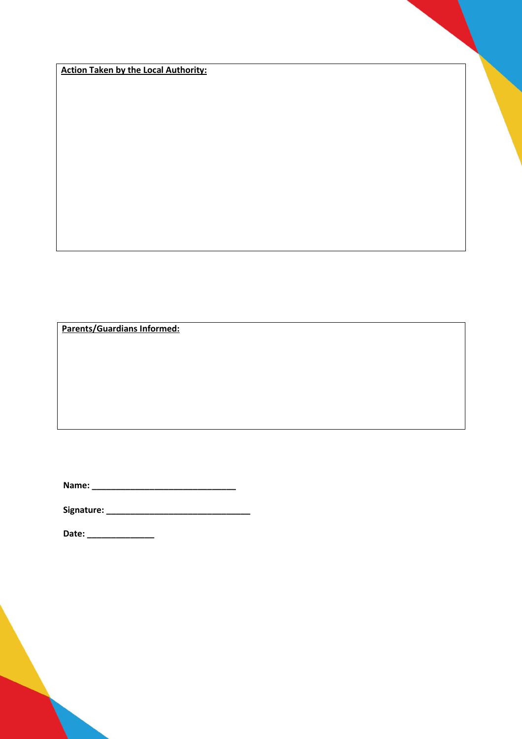**Action Taken by the Local Authority:**

**Parents/Guardians Informed:**

**Name:** ______________________________

**Signature:** ______________________________

**Date:** ______________